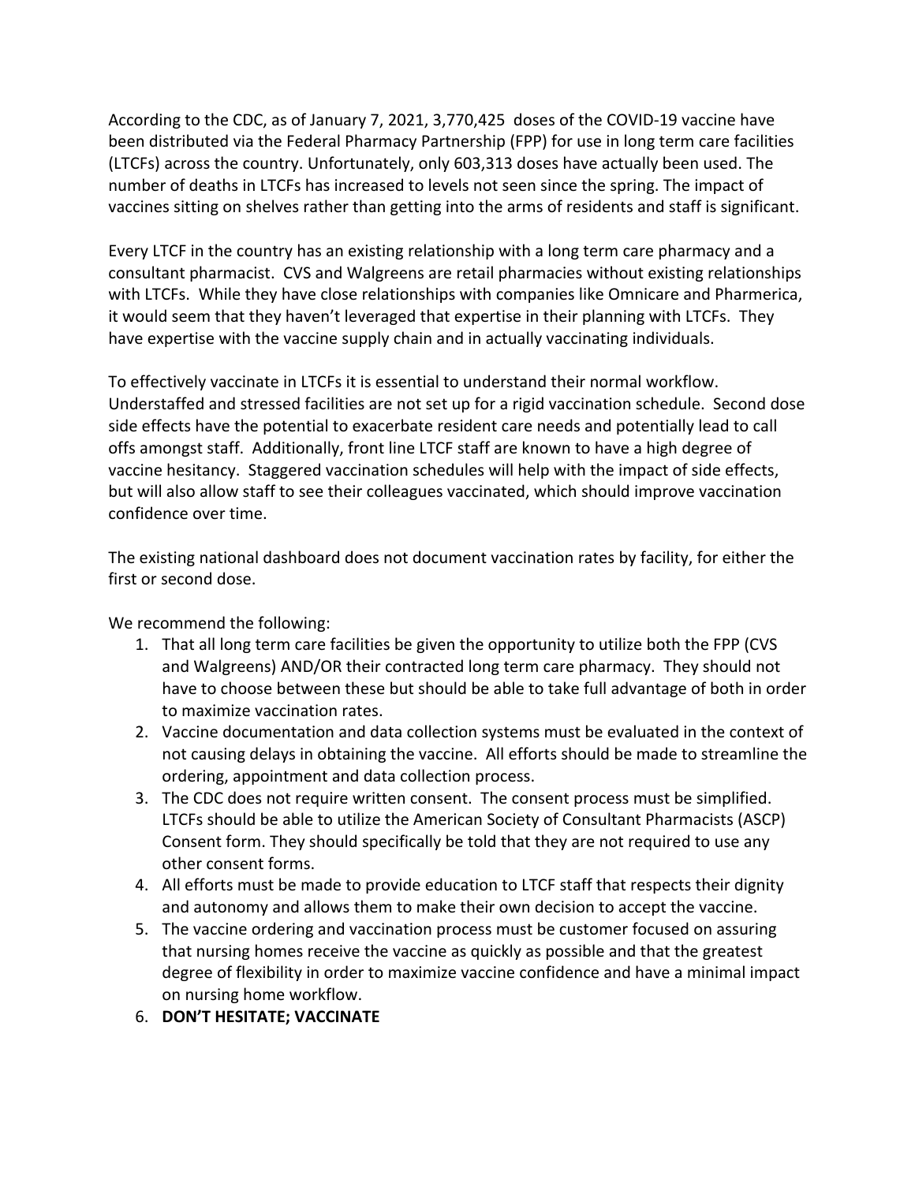According to the CDC, as of January 7, 2021, 3,770,425 doses of the COVID-19 vaccine have been distributed via the Federal Pharmacy Partnership (FPP) for use in long term care facilities (LTCFs) across the country. Unfortunately, only 603,313 doses have actually been used. The number of deaths in LTCFs has increased to levels not seen since the spring. The impact of vaccines sitting on shelves rather than getting into the arms of residents and staff is significant.

Every LTCF in the country has an existing relationship with a long term care pharmacy and a consultant pharmacist. CVS and Walgreens are retail pharmacies without existing relationships with LTCFs. While they have close relationships with companies like Omnicare and Pharmerica, it would seem that they haven't leveraged that expertise in their planning with LTCFs. They have expertise with the vaccine supply chain and in actually vaccinating individuals.

To effectively vaccinate in LTCFs it is essential to understand their normal workflow. Understaffed and stressed facilities are not set up for a rigid vaccination schedule. Second dose side effects have the potential to exacerbate resident care needs and potentially lead to call offs amongst staff. Additionally, front line LTCF staff are known to have a high degree of vaccine hesitancy. Staggered vaccination schedules will help with the impact of side effects, but will also allow staff to see their colleagues vaccinated, which should improve vaccination confidence over time.

The existing national dashboard does not document vaccination rates by facility, for either the first or second dose.

We recommend the following:

1. That all long term care facilities be given the opportunity to utilize both the FPP (CVS and Walgreens) AND/OR their contracted long term care pharmacy. They should not have to choose between these but should be able to take full advantage of both in order to maximize vaccination rates.
2. Vaccine documentation and data collection systems must be evaluated in the context of not causing delays in obtaining the vaccine. All efforts should be made to streamline the ordering, appointment and data collection process.
3. The CDC does not require written consent. The consent process must be simplified. LTCFs should be able to utilize the American Society of Consultant Pharmacists (ASCP) Consent form. They should specifically be told that they are not required to use any other consent forms.
4. All efforts must be made to provide education to LTCF staff that respects their dignity and autonomy and allows them to make their own decision to accept the vaccine.
5. The vaccine ordering and vaccination process must be customer focused on assuring that nursing homes receive the vaccine as quickly as possible and that the greatest degree of flexibility in order to maximize vaccine confidence and have a minimal impact on nursing home workflow.
6. **DON'T HESITATE; VACCINATE**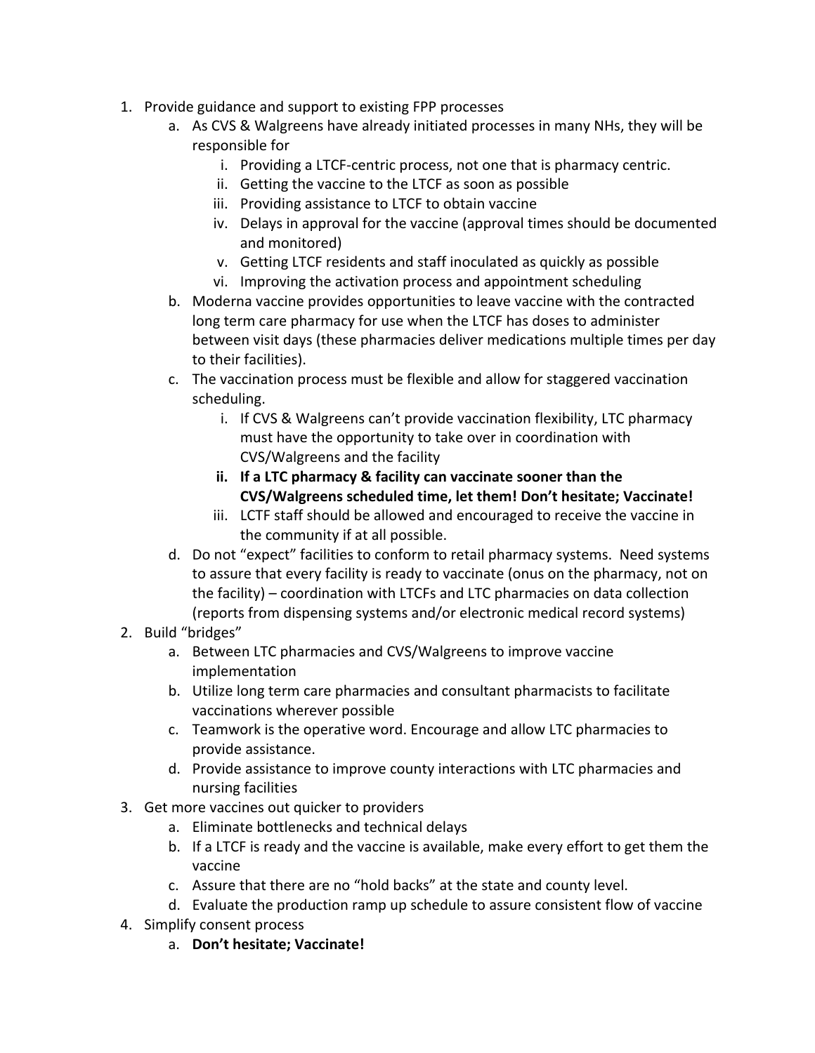1. Provide guidance and support to existing FPP processes
    a. As CVS & Walgreens have already initiated processes in many NHs, they will be responsible for
        i. Providing a LTCF-centric process, not one that is pharmacy centric.
        ii. Getting the vaccine to the LTCF as soon as possible
        iii. Providing assistance to LTCF to obtain vaccine
        iv. Delays in approval for the vaccine (approval times should be documented and monitored)
        v. Getting LTCF residents and staff inoculated as quickly as possible
        vi. Improving the activation process and appointment scheduling
    b. Moderna vaccine provides opportunities to leave vaccine with the contracted long term care pharmacy for use when the LTCF has doses to administer between visit days (these pharmacies deliver medications multiple times per day to their facilities).
    c. The vaccination process must be flexible and allow for staggered vaccination scheduling.
        i. If CVS & Walgreens can't provide vaccination flexibility, LTC pharmacy must have the opportunity to take over in coordination with CVS/Walgreens and the facility
        ii. **If a LTC pharmacy & facility can vaccinate sooner than the CVS/Walgreens scheduled time, let them! Don't hesitate; Vaccinate!**
        iii. LCTF staff should be allowed and encouraged to receive the vaccine in the community if at all possible.
    d. Do not "expect" facilities to conform to retail pharmacy systems. Need systems to assure that every facility is ready to vaccinate (onus on the pharmacy, not on the facility) – coordination with LTCFs and LTC pharmacies on data collection (reports from dispensing systems and/or electronic medical record systems)
2. Build "bridges"
    a. Between LTC pharmacies and CVS/Walgreens to improve vaccine implementation
    b. Utilize long term care pharmacies and consultant pharmacists to facilitate vaccinations wherever possible
    c. Teamwork is the operative word. Encourage and allow LTC pharmacies to provide assistance.
    d. Provide assistance to improve county interactions with LTC pharmacies and nursing facilities
3. Get more vaccines out quicker to providers
    a. Eliminate bottlenecks and technical delays
    b. If a LTCF is ready and the vaccine is available, make every effort to get them the vaccine
    c. Assure that there are no "hold backs" at the state and county level.
    d. Evaluate the production ramp up schedule to assure consistent flow of vaccine
4. Simplify consent process
    a. **Don't hesitate; Vaccinate!**